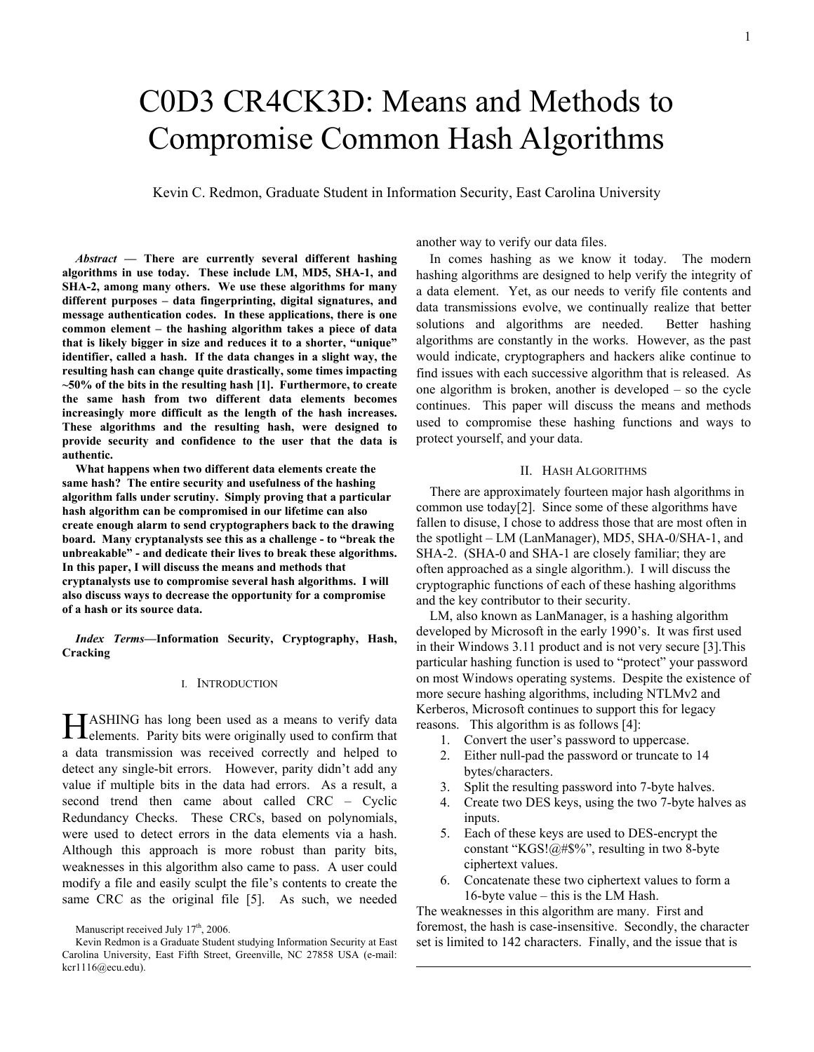# C0D3 CR4CK3D: Means and Methods to Compromise Common Hash Algorithms

Kevin C. Redmon, Graduate Student in Information Security, East Carolina University

***Abstract* — There are currently several different hashing algorithms in use today. These include LM, MD5, SHA-1, and SHA-2, among many others. We use these algorithms for many different purposes – data fingerprinting, digital signatures, and message authentication codes. In these applications, there is one common element – the hashing algorithm takes a piece of data that is likely bigger in size and reduces it to a shorter, "unique" identifier, called a hash. If the data changes in a slight way, the resulting hash can change quite drastically, some times impacting ~50% of the bits in the resulting hash [1]. Furthermore, to create the same hash from two different data elements becomes increasingly more difficult as the length of the hash increases. These algorithms and the resulting hash, were designed to provide security and confidence to the user that the data is authentic.**

**What happens when two different data elements create the same hash? The entire security and usefulness of the hashing algorithm falls under scrutiny. Simply proving that a particular hash algorithm can be compromised in our lifetime can also create enough alarm to send cryptographers back to the drawing board. Many cryptanalysts see this as a challenge - to "break the unbreakable" - and dedicate their lives to break these algorithms. In this paper, I will discuss the means and methods that cryptanalysts use to compromise several hash algorithms. I will also discuss ways to decrease the opportunity for a compromise of a hash or its source data.**

***Index Terms*—Information Security, Cryptography, Hash, Cracking**

## I. Introduction

HASHING has long been used as a means to verify data elements. Parity bits were originally used to confirm that a data transmission was received correctly and helped to detect any single-bit errors. However, parity didn't add any value if multiple bits in the data had errors. As a result, a second trend then came about called CRC – Cyclic Redundancy Checks. These CRCs, based on polynomials, were used to detect errors in the data elements via a hash. Although this approach is more robust than parity bits, weaknesses in this algorithm also came to pass. A user could modify a file and easily sculpt the file's contents to create the same CRC as the original file [5]. As such, we needed another way to verify our data files.

In comes hashing as we know it today. The modern hashing algorithms are designed to help verify the integrity of a data element. Yet, as our needs to verify file contents and data transmissions evolve, we continually realize that better solutions and algorithms are needed. Better hashing algorithms are constantly in the works. However, as the past would indicate, cryptographers and hackers alike continue to find issues with each successive algorithm that is released. As one algorithm is broken, another is developed – so the cycle continues. This paper will discuss the means and methods used to compromise these hashing functions and ways to protect yourself, and your data.

Manuscript received July 17th, 2006.

Kevin Redmon is a Graduate Student studying Information Security at East Carolina University, East Fifth Street, Greenville, NC 27858 USA (e-mail: kcr1116@ecu.edu).

## II. Hash Algorithms

There are approximately fourteen major hash algorithms in common use today[2]. Since some of these algorithms have fallen to disuse, I chose to address those that are most often in the spotlight – LM (LanManager), MD5, SHA-0/SHA-1, and SHA-2. (SHA-0 and SHA-1 are closely familiar; they are often approached as a single algorithm.). I will discuss the cryptographic functions of each of these hashing algorithms and the key contributor to their security.

LM, also known as LanManager, is a hashing algorithm developed by Microsoft in the early 1990's. It was first used in their Windows 3.11 product and is not very secure [3].This particular hashing function is used to "protect" your password on most Windows operating systems. Despite the existence of more secure hashing algorithms, including NTLMv2 and Kerberos, Microsoft continues to support this for legacy reasons. This algorithm is as follows [4]:

1. Convert the user's password to uppercase.
2. Either null-pad the password or truncate to 14 bytes/characters.
3. Split the resulting password into 7-byte halves.
4. Create two DES keys, using the two 7-byte halves as inputs.
5. Each of these keys are used to DES-encrypt the constant "KGS!@#$%", resulting in two 8-byte ciphertext values.
6. Concatenate these two ciphertext values to form a 16-byte value – this is the LM Hash.

The weaknesses in this algorithm are many. First and foremost, the hash is case-insensitive. Secondly, the character set is limited to 142 characters. Finally, and the issue that is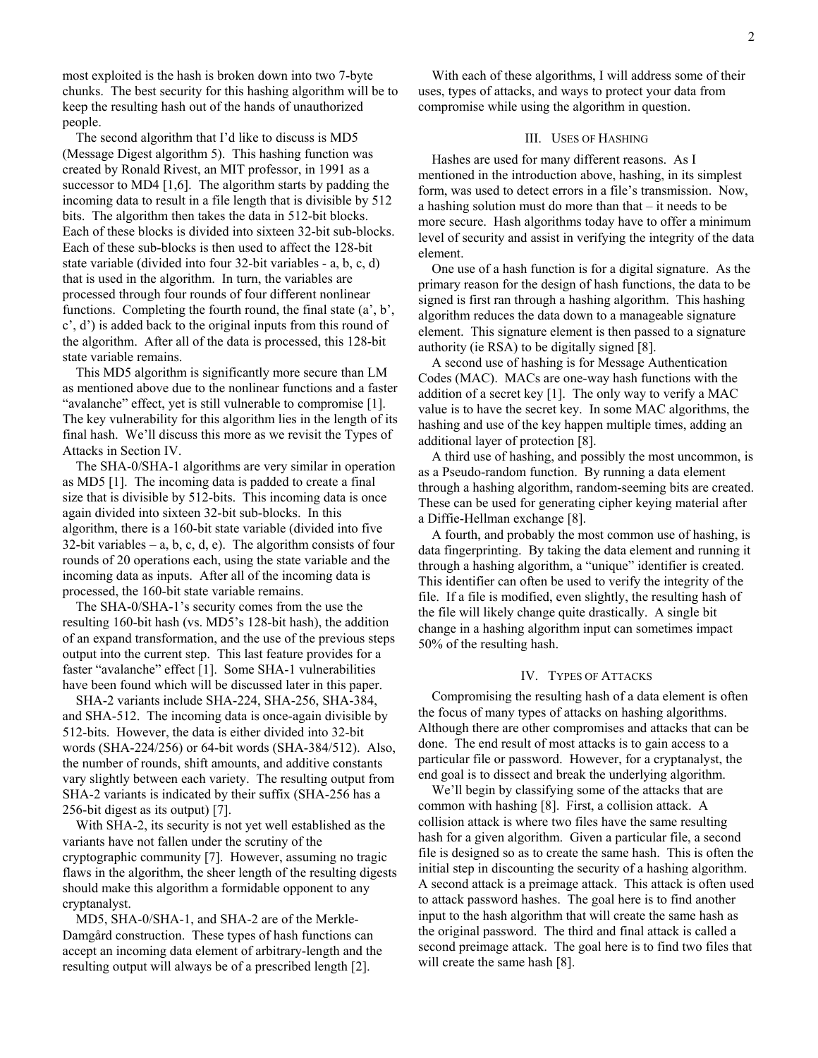most exploited is the hash is broken down into two 7-byte chunks. The best security for this hashing algorithm will be to keep the resulting hash out of the hands of unauthorized people.

The second algorithm that I'd like to discuss is MD5 (Message Digest algorithm 5). This hashing function was created by Ronald Rivest, an MIT professor, in 1991 as a successor to MD4 [1,6]. The algorithm starts by padding the incoming data to result in a file length that is divisible by 512 bits. The algorithm then takes the data in 512-bit blocks. Each of these blocks is divided into sixteen 32-bit sub-blocks. Each of these sub-blocks is then used to affect the 128-bit state variable (divided into four 32-bit variables - a, b, c, d) that is used in the algorithm. In turn, the variables are processed through four rounds of four different nonlinear functions. Completing the fourth round, the final state (a', b', c', d') is added back to the original inputs from this round of the algorithm. After all of the data is processed, this 128-bit state variable remains.

This MD5 algorithm is significantly more secure than LM as mentioned above due to the nonlinear functions and a faster "avalanche" effect, yet is still vulnerable to compromise [1]. The key vulnerability for this algorithm lies in the length of its final hash. We'll discuss this more as we revisit the Types of Attacks in Section IV.

The SHA-0/SHA-1 algorithms are very similar in operation as MD5 [1]. The incoming data is padded to create a final size that is divisible by 512-bits. This incoming data is once again divided into sixteen 32-bit sub-blocks. In this algorithm, there is a 160-bit state variable (divided into five 32-bit variables – a, b, c, d, e). The algorithm consists of four rounds of 20 operations each, using the state variable and the incoming data as inputs. After all of the incoming data is processed, the 160-bit state variable remains.

The SHA-0/SHA-1's security comes from the use the resulting 160-bit hash (vs. MD5's 128-bit hash), the addition of an expand transformation, and the use of the previous steps output into the current step. This last feature provides for a faster "avalanche" effect [1]. Some SHA-1 vulnerabilities have been found which will be discussed later in this paper.

SHA-2 variants include SHA-224, SHA-256, SHA-384, and SHA-512. The incoming data is once-again divisible by 512-bits. However, the data is either divided into 32-bit words (SHA-224/256) or 64-bit words (SHA-384/512). Also, the number of rounds, shift amounts, and additive constants vary slightly between each variety. The resulting output from SHA-2 variants is indicated by their suffix (SHA-256 has a 256-bit digest as its output) [7].

With SHA-2, its security is not yet well established as the variants have not fallen under the scrutiny of the cryptographic community [7]. However, assuming no tragic flaws in the algorithm, the sheer length of the resulting digests should make this algorithm a formidable opponent to any cryptanalyst.

MD5, SHA-0/SHA-1, and SHA-2 are of the Merkle-Damgård construction. These types of hash functions can accept an incoming data element of arbitrary-length and the resulting output will always be of a prescribed length [2].

With each of these algorithms, I will address some of their uses, types of attacks, and ways to protect your data from compromise while using the algorithm in question.

## III. Uses of Hashing

Hashes are used for many different reasons. As I mentioned in the introduction above, hashing, in its simplest form, was used to detect errors in a file's transmission. Now, a hashing solution must do more than that – it needs to be more secure. Hash algorithms today have to offer a minimum level of security and assist in verifying the integrity of the data element.

One use of a hash function is for a digital signature. As the primary reason for the design of hash functions, the data to be signed is first ran through a hashing algorithm. This hashing algorithm reduces the data down to a manageable signature element. This signature element is then passed to a signature authority (ie RSA) to be digitally signed [8].

A second use of hashing is for Message Authentication Codes (MAC). MACs are one-way hash functions with the addition of a secret key [1]. The only way to verify a MAC value is to have the secret key. In some MAC algorithms, the hashing and use of the key happen multiple times, adding an additional layer of protection [8].

A third use of hashing, and possibly the most uncommon, is as a Pseudo-random function. By running a data element through a hashing algorithm, random-seeming bits are created. These can be used for generating cipher keying material after a Diffie-Hellman exchange [8].

A fourth, and probably the most common use of hashing, is data fingerprinting. By taking the data element and running it through a hashing algorithm, a "unique" identifier is created. This identifier can often be used to verify the integrity of the file. If a file is modified, even slightly, the resulting hash of the file will likely change quite drastically. A single bit change in a hashing algorithm input can sometimes impact 50% of the resulting hash.

## IV. Types of Attacks

Compromising the resulting hash of a data element is often the focus of many types of attacks on hashing algorithms. Although there are other compromises and attacks that can be done. The end result of most attacks is to gain access to a particular file or password. However, for a cryptanalyst, the end goal is to dissect and break the underlying algorithm.

We'll begin by classifying some of the attacks that are common with hashing [8]. First, a collision attack. A collision attack is where two files have the same resulting hash for a given algorithm. Given a particular file, a second file is designed so as to create the same hash. This is often the initial step in discounting the security of a hashing algorithm. A second attack is a preimage attack. This attack is often used to attack password hashes. The goal here is to find another input to the hash algorithm that will create the same hash as the original password. The third and final attack is called a second preimage attack. The goal here is to find two files that will create the same hash [8].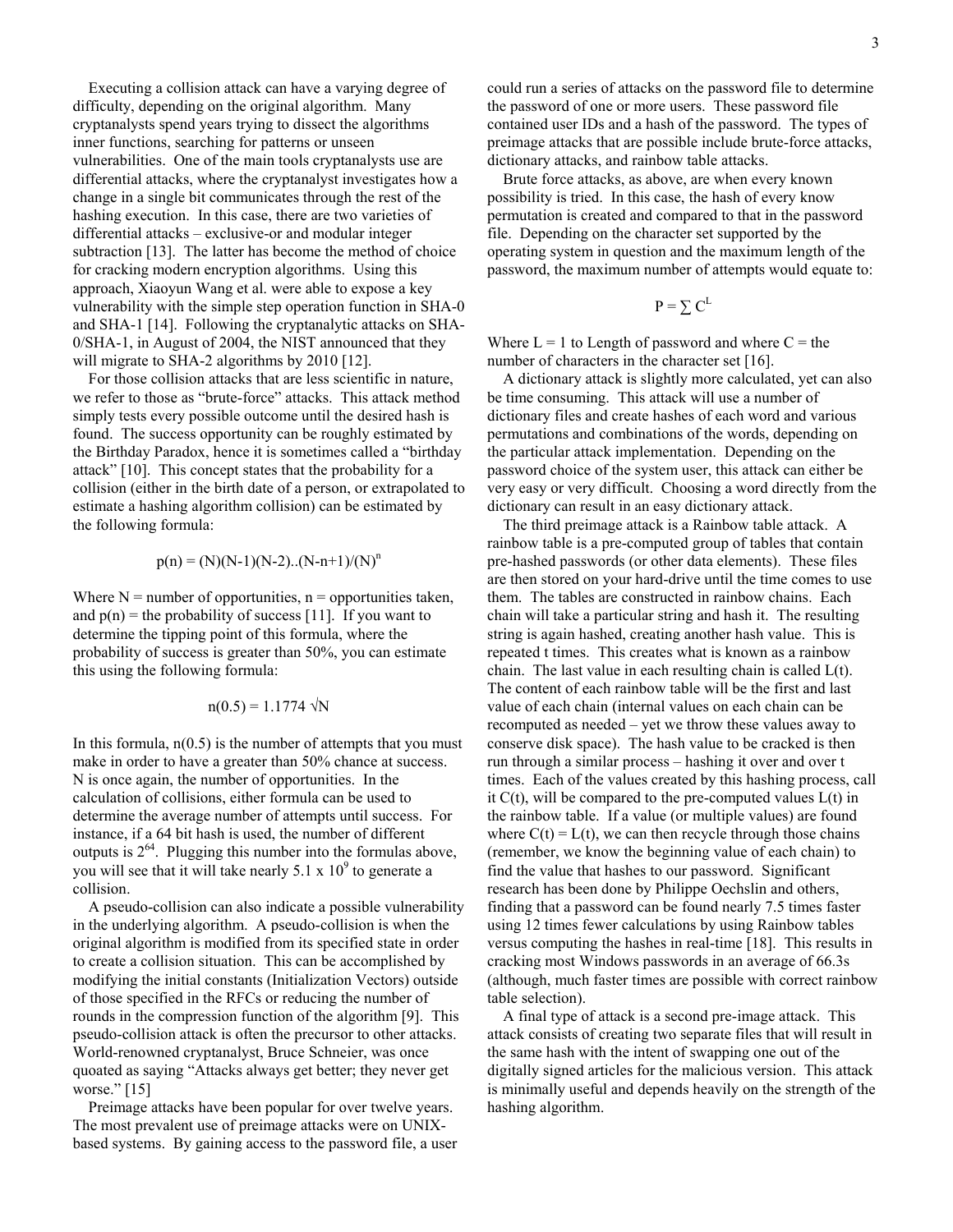Executing a collision attack can have a varying degree of difficulty, depending on the original algorithm. Many cryptanalysts spend years trying to dissect the algorithms inner functions, searching for patterns or unseen vulnerabilities. One of the main tools cryptanalysts use are differential attacks, where the cryptanalyst investigates how a change in a single bit communicates through the rest of the hashing execution. In this case, there are two varieties of differential attacks – exclusive-or and modular integer subtraction [13]. The latter has become the method of choice for cracking modern encryption algorithms. Using this approach, Xiaoyun Wang et al. were able to expose a key vulnerability with the simple step operation function in SHA-0 and SHA-1 [14]. Following the cryptanalytic attacks on SHA-0/SHA-1, in August of 2004, the NIST announced that they will migrate to SHA-2 algorithms by 2010 [12].

For those collision attacks that are less scientific in nature, we refer to those as "brute-force" attacks. This attack method simply tests every possible outcome until the desired hash is found. The success opportunity can be roughly estimated by the Birthday Paradox, hence it is sometimes called a "birthday attack" [10]. This concept states that the probability for a collision (either in the birth date of a person, or extrapolated to estimate a hashing algorithm collision) can be estimated by the following formula:

$$p(n) = (N)(N-1)(N-2)..(N-n+1)/(N)^n$$

Where N = number of opportunities, n = opportunities taken, and p(n) = the probability of success [11]. If you want to determine the tipping point of this formula, where the probability of success is greater than 50%, you can estimate this using the following formula:

$$n(0.5) = 1.1774 \sqrt{N}$$

In this formula, n(0.5) is the number of attempts that you must make in order to have a greater than 50% chance at success. N is once again, the number of opportunities. In the calculation of collisions, either formula can be used to determine the average number of attempts until success. For instance, if a 64 bit hash is used, the number of different outputs is $2^{64}$. Plugging this number into the formulas above, you will see that it will take nearly $5.1 \times 10^9$ to generate a collision.

A pseudo-collision can also indicate a possible vulnerability in the underlying algorithm. A pseudo-collision is when the original algorithm is modified from its specified state in order to create a collision situation. This can be accomplished by modifying the initial constants (Initialization Vectors) outside of those specified in the RFCs or reducing the number of rounds in the compression function of the algorithm [9]. This pseudo-collision attack is often the precursor to other attacks. World-renowned cryptanalyst, Bruce Schneier, was once quoated as saying "Attacks always get better; they never get worse." [15]

Preimage attacks have been popular for over twelve years. The most prevalent use of preimage attacks were on UNIX-based systems. By gaining access to the password file, a user could run a series of attacks on the password file to determine the password of one or more users. These password file contained user IDs and a hash of the password. The types of preimage attacks that are possible include brute-force attacks, dictionary attacks, and rainbow table attacks.

Brute force attacks, as above, are when every known possibility is tried. In this case, the hash of every know permutation is created and compared to that in the password file. Depending on the character set supported by the operating system in question and the maximum length of the password, the maximum number of attempts would equate to:

$$P = \sum C^L$$

Where L = 1 to Length of password and where C = the number of characters in the character set [16].

A dictionary attack is slightly more calculated, yet can also be time consuming. This attack will use a number of dictionary files and create hashes of each word and various permutations and combinations of the words, depending on the particular attack implementation. Depending on the password choice of the system user, this attack can either be very easy or very difficult. Choosing a word directly from the dictionary can result in an easy dictionary attack.

The third preimage attack is a Rainbow table attack. A rainbow table is a pre-computed group of tables that contain pre-hashed passwords (or other data elements). These files are then stored on your hard-drive until the time comes to use them. The tables are constructed in rainbow chains. Each chain will take a particular string and hash it. The resulting string is again hashed, creating another hash value. This is repeated t times. This creates what is known as a rainbow chain. The last value in each resulting chain is called L(t). The content of each rainbow table will be the first and last value of each chain (internal values on each chain can be recomputed as needed – yet we throw these values away to conserve disk space). The hash value to be cracked is then run through a similar process – hashing it over and over t times. Each of the values created by this hashing process, call it C(t), will be compared to the pre-computed values L(t) in the rainbow table. If a value (or multiple values) are found where C(t) = L(t), we can then recycle through those chains (remember, we know the beginning value of each chain) to find the value that hashes to our password. Significant research has been done by Philippe Oechslin and others, finding that a password can be found nearly 7.5 times faster using 12 times fewer calculations by using Rainbow tables versus computing the hashes in real-time [18]. This results in cracking most Windows passwords in an average of 66.3s (although, much faster times are possible with correct rainbow table selection).

A final type of attack is a second pre-image attack. This attack consists of creating two separate files that will result in the same hash with the intent of swapping one out of the digitally signed articles for the malicious version. This attack is minimally useful and depends heavily on the strength of the hashing algorithm.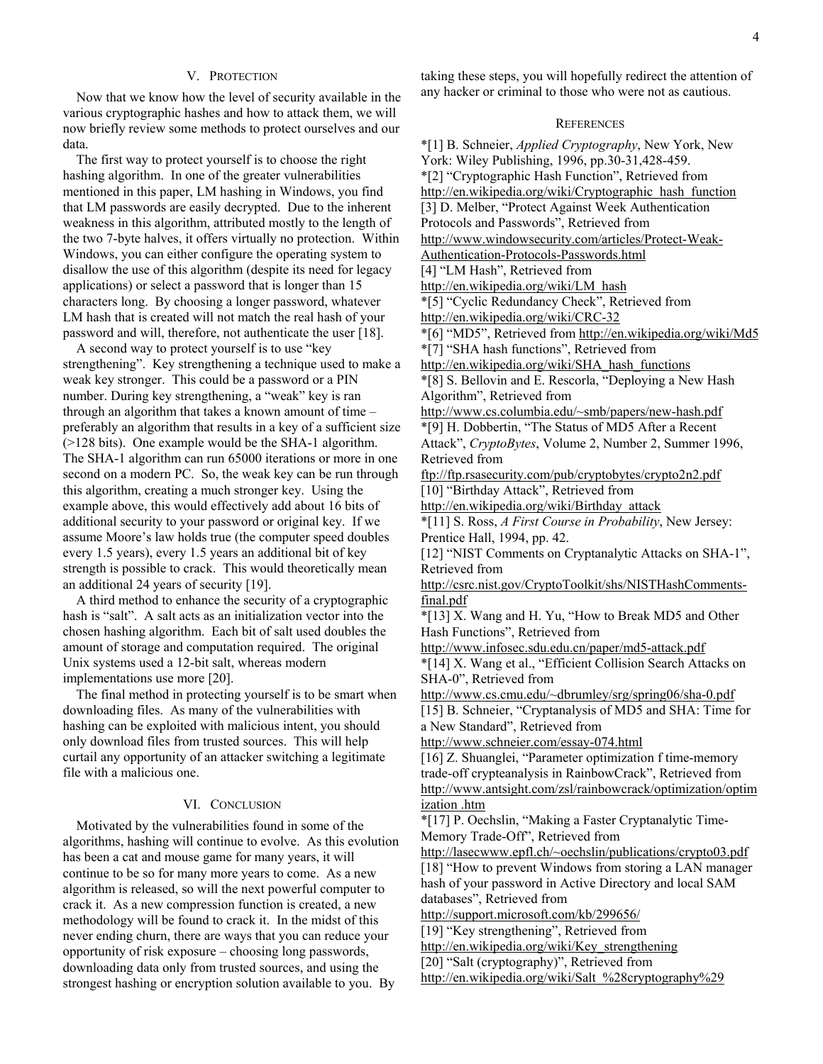## V. Protection

Now that we know how the level of security available in the various cryptographic hashes and how to attack them, we will now briefly review some methods to protect ourselves and our data.

The first way to protect yourself is to choose the right hashing algorithm. In one of the greater vulnerabilities mentioned in this paper, LM hashing in Windows, you find that LM passwords are easily decrypted. Due to the inherent weakness in this algorithm, attributed mostly to the length of the two 7-byte halves, it offers virtually no protection. Within Windows, you can either configure the operating system to disallow the use of this algorithm (despite its need for legacy applications) or select a password that is longer than 15 characters long. By choosing a longer password, whatever LM hash that is created will not match the real hash of your password and will, therefore, not authenticate the user [18].

A second way to protect yourself is to use "key strengthening". Key strengthening a technique used to make a weak key stronger. This could be a password or a PIN number. During key strengthening, a "weak" key is ran through an algorithm that takes a known amount of time – preferably an algorithm that results in a key of a sufficient size (>128 bits). One example would be the SHA-1 algorithm. The SHA-1 algorithm can run 65000 iterations or more in one second on a modern PC. So, the weak key can be run through this algorithm, creating a much stronger key. Using the example above, this would effectively add about 16 bits of additional security to your password or original key. If we assume Moore's law holds true (the computer speed doubles every 1.5 years), every 1.5 years an additional bit of key strength is possible to crack. This would theoretically mean an additional 24 years of security [19].

A third method to enhance the security of a cryptographic hash is "salt". A salt acts as an initialization vector into the chosen hashing algorithm. Each bit of salt used doubles the amount of storage and computation required. The original Unix systems used a 12-bit salt, whereas modern implementations use more [20].

The final method in protecting yourself is to be smart when downloading files. As many of the vulnerabilities with hashing can be exploited with malicious intent, you should only download files from trusted sources. This will help curtail any opportunity of an attacker switching a legitimate file with a malicious one.

## VI. Conclusion

Motivated by the vulnerabilities found in some of the algorithms, hashing will continue to evolve. As this evolution has been a cat and mouse game for many years, it will continue to be so for many more years to come. As a new algorithm is released, so will the next powerful computer to crack it. As a new compression function is created, a new methodology will be found to crack it. In the midst of this never ending churn, there are ways that you can reduce your opportunity of risk exposure – choosing long passwords, downloading data only from trusted sources, and using the strongest hashing or encryption solution available to you. By taking these steps, you will hopefully redirect the attention of any hacker or criminal to those who were not as cautious.

## References

*[1] B. Schneier, *Applied Cryptography*, New York, New York: Wiley Publishing, 1996, pp.30-31,428-459.

*[2] "Cryptographic Hash Function", Retrieved from http://en.wikipedia.org/wiki/Cryptographic_hash_function

[3] D. Melber, "Protect Against Week Authentication Protocols and Passwords", Retrieved from http://www.windowsecurity.com/articles/Protect-Weak-Authentication-Protocols-Passwords.html

[4] "LM Hash", Retrieved from http://en.wikipedia.org/wiki/LM_hash

*[5] "Cyclic Redundancy Check", Retrieved from http://en.wikipedia.org/wiki/CRC-32

*[6] "MD5", Retrieved from http://en.wikipedia.org/wiki/Md5

*[7] "SHA hash functions", Retrieved from http://en.wikipedia.org/wiki/SHA_hash_functions

*[8] S. Bellovin and E. Rescorla, "Deploying a New Hash Algorithm", Retrieved from http://www.cs.columbia.edu/~smb/papers/new-hash.pdf

*[9] H. Dobbertin, "The Status of MD5 After a Recent Attack", *CryptoBytes*, Volume 2, Number 2, Summer 1996, Retrieved from ftp://ftp.rsasecurity.com/pub/cryptobytes/crypto2n2.pdf

[10] "Birthday Attack", Retrieved from http://en.wikipedia.org/wiki/Birthday_attack

*[11] S. Ross, *A First Course in Probability*, New Jersey: Prentice Hall, 1994, pp. 42.

[12] "NIST Comments on Cryptanalytic Attacks on SHA-1", Retrieved from http://csrc.nist.gov/CryptoToolkit/shs/NISTHashComments-final.pdf

*[13] X. Wang and H. Yu, "How to Break MD5 and Other Hash Functions", Retrieved from http://www.infosec.sdu.edu.cn/paper/md5-attack.pdf

*[14] X. Wang et al., "Efficient Collision Search Attacks on SHA-0", Retrieved from http://www.cs.cmu.edu/~dbrumley/srg/spring06/sha-0.pdf

[15] B. Schneier, "Cryptanalysis of MD5 and SHA: Time for a New Standard", Retrieved from http://www.schneier.com/essay-074.html

[16] Z. Shuanglei, "Parameter optimization f time-memory trade-off crypteanalysis in RainbowCrack", Retrieved from http://www.antsight.com/zsl/rainbowcrack/optimization/optimization .htm

*[17] P. Oechslin, "Making a Faster Cryptanalytic Time-Memory Trade-Off", Retrieved from http://lasecwww.epfl.ch/~oechslin/publications/crypto03.pdf

[18] "How to prevent Windows from storing a LAN manager hash of your password in Active Directory and local SAM databases", Retrieved from http://support.microsoft.com/kb/299656/

[19] "Key strengthening", Retrieved from http://en.wikipedia.org/wiki/Key_strengthening

[20] "Salt (cryptography)", Retrieved from http://en.wikipedia.org/wiki/Salt_%28cryptography%29